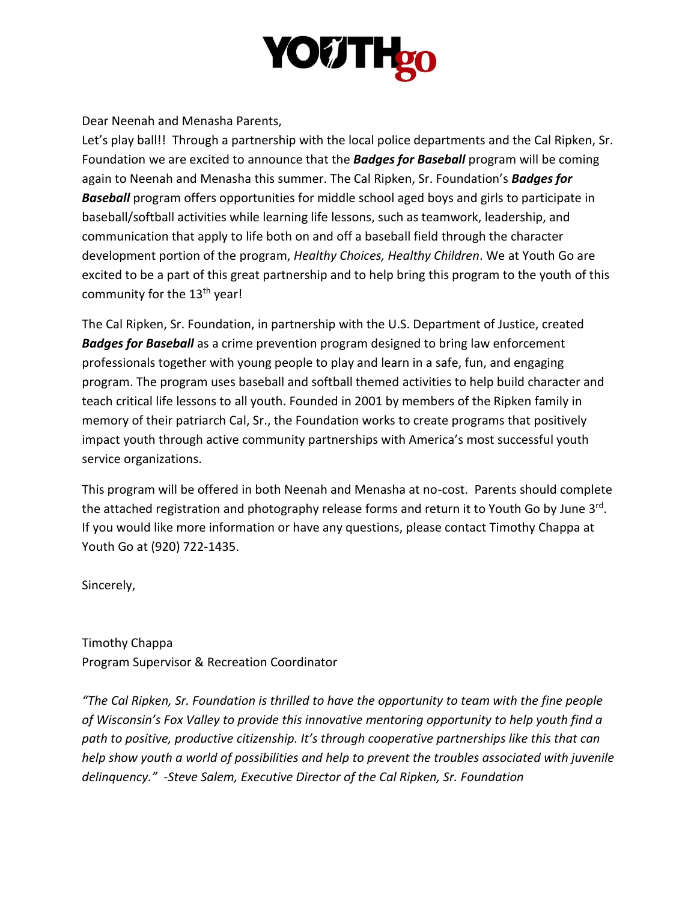# YOUTHgo

Dear Neenah and Menasha Parents,

Let's play ball!! Through a partnership with the local police departments and the Cal Ripken, Sr. Foundation we are excited to announce that the ***Badges for Baseball*** program will be coming again to Neenah and Menasha this summer. The Cal Ripken, Sr. Foundation's ***Badges for Baseball*** program offers opportunities for middle school aged boys and girls to participate in baseball/softball activities while learning life lessons, such as teamwork, leadership, and communication that apply to life both on and off a baseball field through the character development portion of the program, *Healthy Choices, Healthy Children*. We at Youth Go are excited to be a part of this great partnership and to help bring this program to the youth of this community for the 13th year!

The Cal Ripken, Sr. Foundation, in partnership with the U.S. Department of Justice, created ***Badges for Baseball*** as a crime prevention program designed to bring law enforcement professionals together with young people to play and learn in a safe, fun, and engaging program. The program uses baseball and softball themed activities to help build character and teach critical life lessons to all youth. Founded in 2001 by members of the Ripken family in memory of their patriarch Cal, Sr., the Foundation works to create programs that positively impact youth through active community partnerships with America's most successful youth service organizations.

This program will be offered in both Neenah and Menasha at no-cost. Parents should complete the attached registration and photography release forms and return it to Youth Go by June 3rd. If you would like more information or have any questions, please contact Timothy Chappa at Youth Go at (920) 722-1435.

Sincerely,

Timothy Chappa
Program Supervisor & Recreation Coordinator

*"The Cal Ripken, Sr. Foundation is thrilled to have the opportunity to team with the fine people of Wisconsin's Fox Valley to provide this innovative mentoring opportunity to help youth find a path to positive, productive citizenship. It's through cooperative partnerships like this that can help show youth a world of possibilities and help to prevent the troubles associated with juvenile delinquency." -Steve Salem, Executive Director of the Cal Ripken, Sr. Foundation*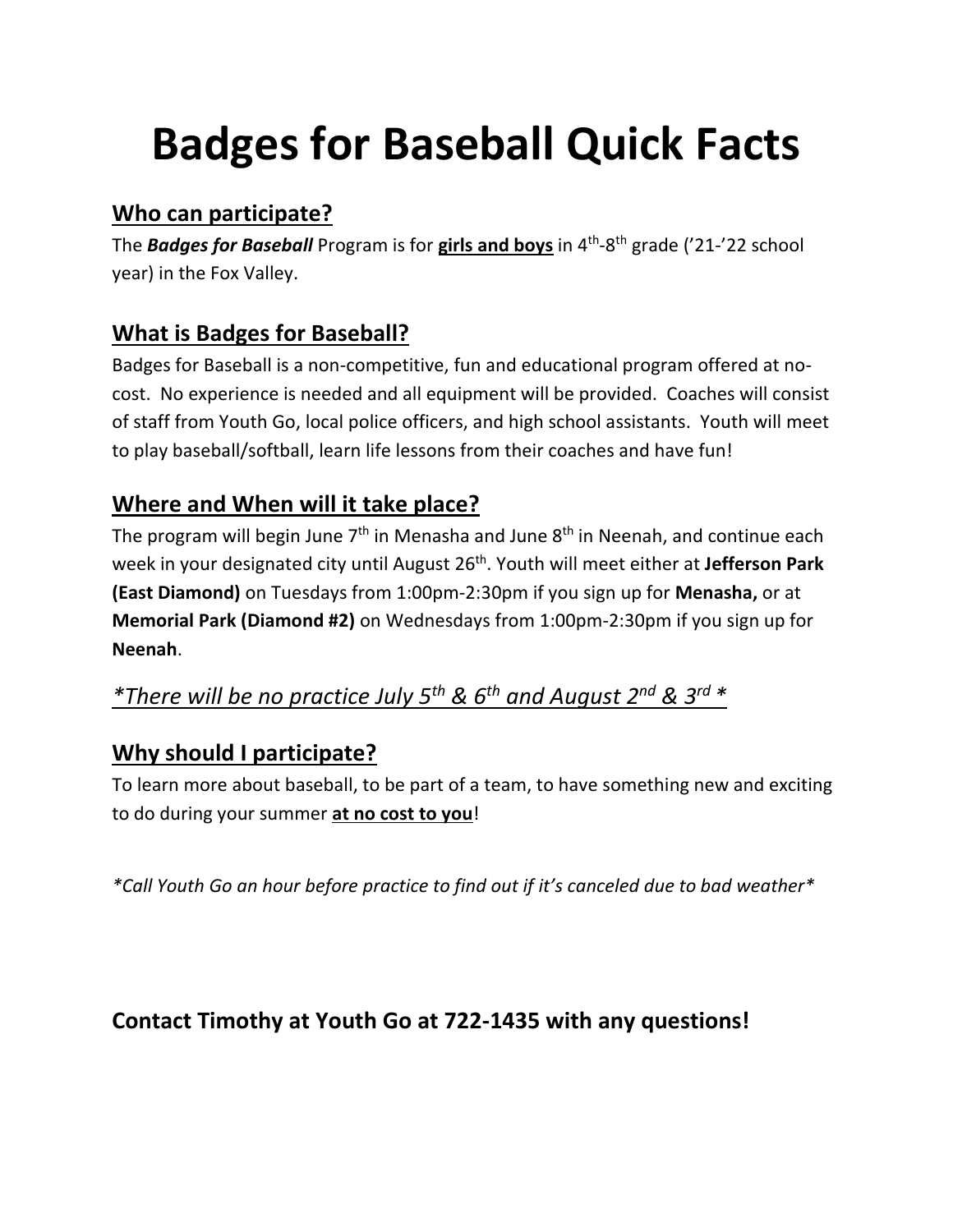# Badges for Baseball Quick Facts

## Who can participate?

The ***Badges for Baseball*** Program is for **girls and boys** in 4th-8th grade ('21-'22 school year) in the Fox Valley.

## What is Badges for Baseball?

Badges for Baseball is a non-competitive, fun and educational program offered at no-cost. No experience is needed and all equipment will be provided. Coaches will consist of staff from Youth Go, local police officers, and high school assistants. Youth will meet to play baseball/softball, learn life lessons from their coaches and have fun!

## Where and When will it take place?

The program will begin June 7th in Menasha and June 8th in Neenah, and continue each week in your designated city until August 26th. Youth will meet either at **Jefferson Park (East Diamond)** on Tuesdays from 1:00pm-2:30pm if you sign up for **Menasha,** or at **Memorial Park (Diamond #2)** on Wednesdays from 1:00pm-2:30pm if you sign up for **Neenah**.

## *There will be no practice July 5th & 6th and August 2nd & 3rd *

## Why should I participate?

To learn more about baseball, to be part of a team, to have something new and exciting to do during your summer **at no cost to you**!

*Call Youth Go an hour before practice to find out if it's canceled due to bad weather*

### Contact Timothy at Youth Go at 722-1435 with any questions!